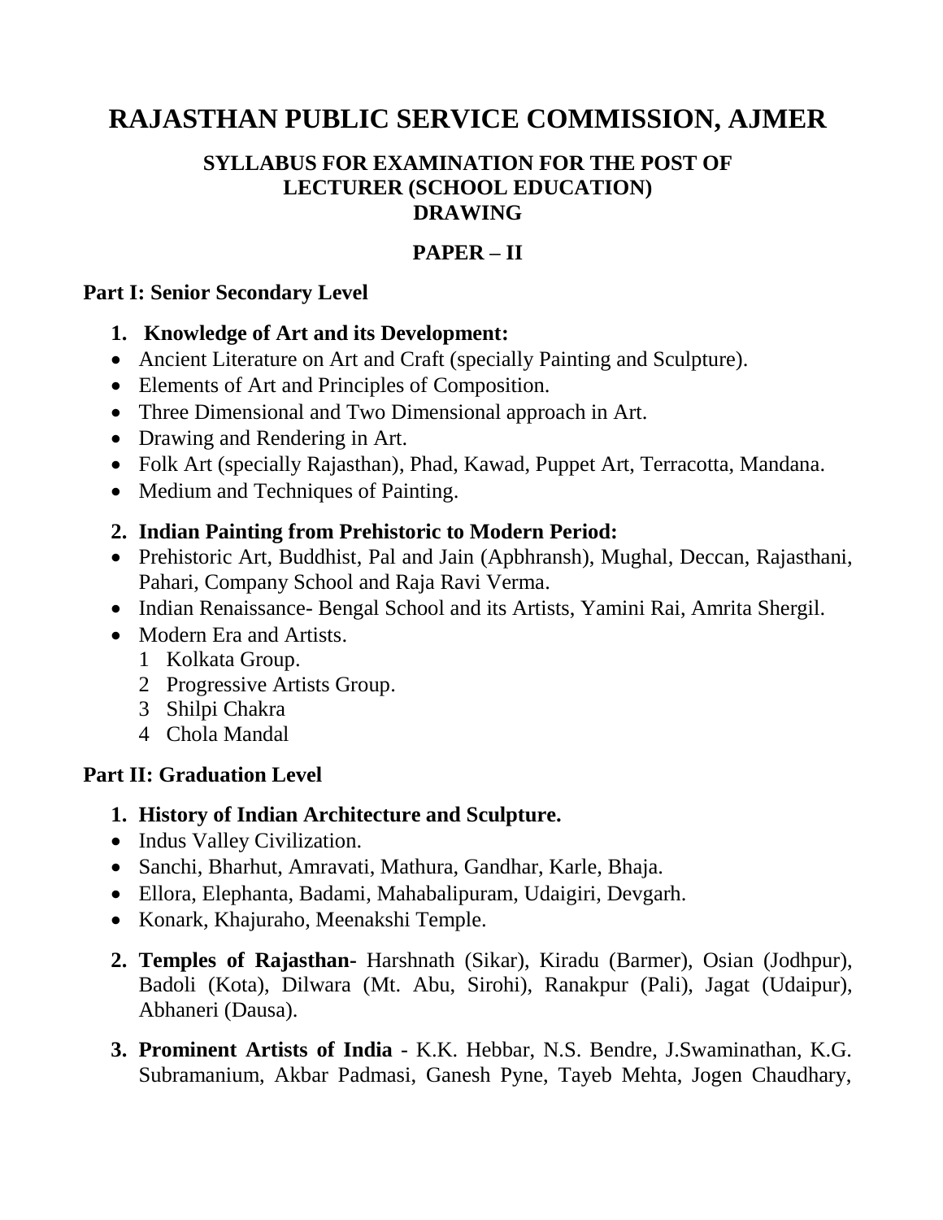# RAJASTHAN PUBLIC SERVICE COMMISSION, AJMER

## SYLLABUS FOR EXAMINATION FOR THE POST OF LECTURER (SCHOOL EDUCATION) DRAWING

## PAPER – II

### Part I: Senior Secondary Level

1. **Knowledge of Art and its Development:**

- Ancient Literature on Art and Craft (specially Painting and Sculpture).
- Elements of Art and Principles of Composition.
- Three Dimensional and Two Dimensional approach in Art.
- Drawing and Rendering in Art.
- Folk Art (specially Rajasthan), Phad, Kawad, Puppet Art, Terracotta, Mandana.
- Medium and Techniques of Painting.

2. **Indian Painting from Prehistoric to Modern Period:**

- Prehistoric Art, Buddhist, Pal and Jain (Apbhransh), Mughal, Deccan, Rajasthani, Pahari, Company School and Raja Ravi Verma.
- Indian Renaissance- Bengal School and its Artists, Yamini Rai, Amrita Shergil.
- Modern Era and Artists.
  1. Kolkata Group.
  2. Progressive Artists Group.
  3. Shilpi Chakra
  4. Chola Mandal

### Part II: Graduation Level

1. **History of Indian Architecture and Sculpture.**

- Indus Valley Civilization.
- Sanchi, Bharhut, Amravati, Mathura, Gandhar, Karle, Bhaja.
- Ellora, Elephanta, Badami, Mahabalipuram, Udaigiri, Devgarh.
- Konark, Khajuraho, Meenakshi Temple.

2. **Temples of Rajasthan**- Harshnath (Sikar), Kiradu (Barmer), Osian (Jodhpur), Badoli (Kota), Dilwara (Mt. Abu, Sirohi), Ranakpur (Pali), Jagat (Udaipur), Abhaneri (Dausa).

3. **Prominent Artists of India** - K.K. Hebbar, N.S. Bendre, J.Swaminathan, K.G. Subramanium, Akbar Padmasi, Ganesh Pyne, Tayeb Mehta, Jogen Chaudhary,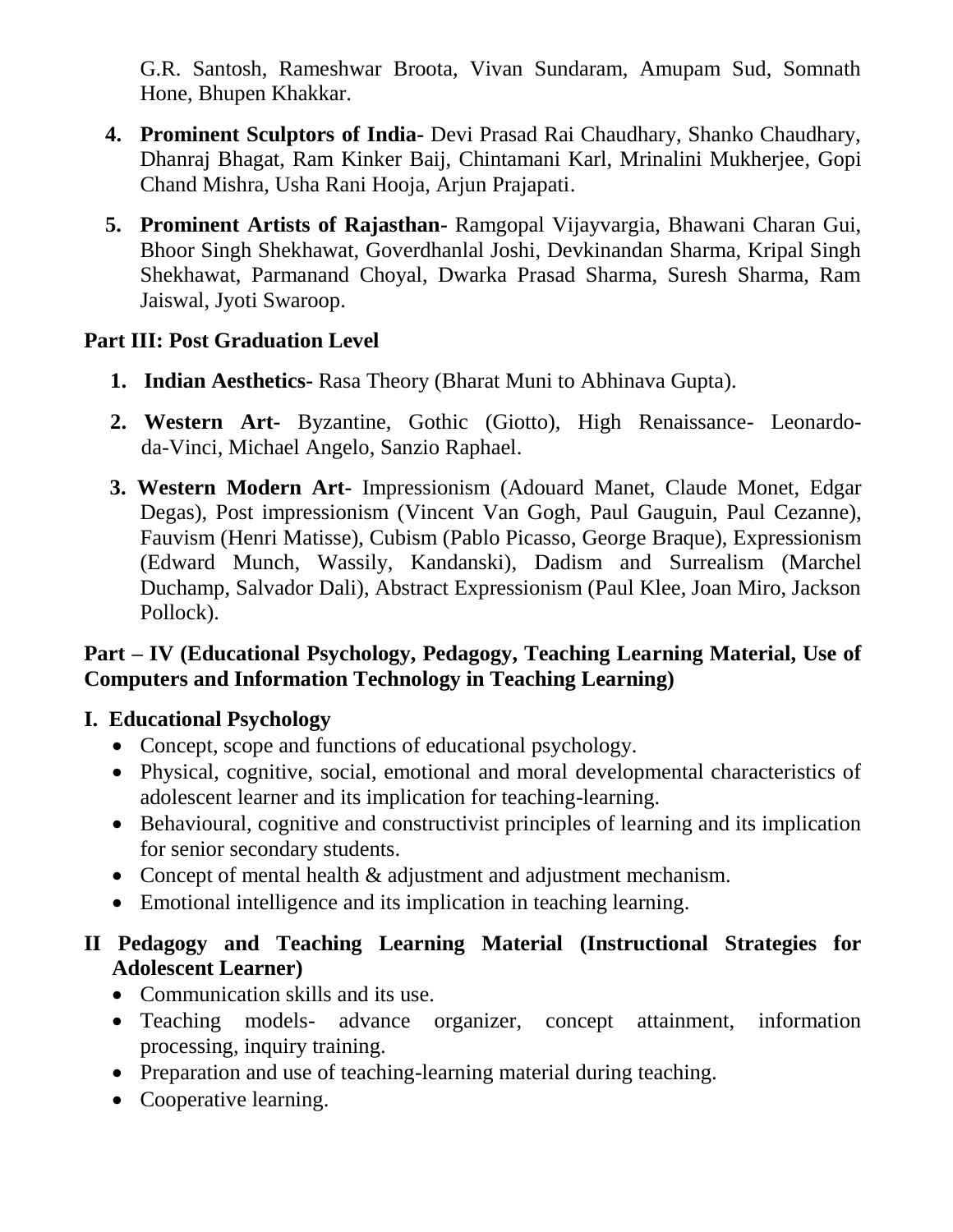G.R. Santosh, Rameshwar Broota, Vivan Sundaram, Amupam Sud, Somnath Hone, Bhupen Khakkar.

4. **Prominent Sculptors of India-** Devi Prasad Rai Chaudhary, Shanko Chaudhary, Dhanraj Bhagat, Ram Kinker Baij, Chintamani Karl, Mrinalini Mukherjee, Gopi Chand Mishra, Usha Rani Hooja, Arjun Prajapati.

5. **Prominent Artists of Rajasthan-** Ramgopal Vijayvargia, Bhawani Charan Gui, Bhoor Singh Shekhawat, Goverdhanlal Joshi, Devkinandan Sharma, Kripal Singh Shekhawat, Parmanand Choyal, Dwarka Prasad Sharma, Suresh Sharma, Ram Jaiswal, Jyoti Swaroop.

**Part III: Post Graduation Level**

1. **Indian Aesthetics-** Rasa Theory (Bharat Muni to Abhinava Gupta).
2. **Western Art-** Byzantine, Gothic (Giotto), High Renaissance- Leonardo-da-Vinci, Michael Angelo, Sanzio Raphael.
3. **Western Modern Art-** Impressionism (Adouard Manet, Claude Monet, Edgar Degas), Post impressionism (Vincent Van Gogh, Paul Gauguin, Paul Cezanne), Fauvism (Henri Matisse), Cubism (Pablo Picasso, George Braque), Expressionism (Edward Munch, Wassily, Kandanski), Dadism and Surrealism (Marchel Duchamp, Salvador Dali), Abstract Expressionism (Paul Klee, Joan Miro, Jackson Pollock).

**Part – IV (Educational Psychology, Pedagogy, Teaching Learning Material, Use of Computers and Information Technology in Teaching Learning)**

**I. Educational Psychology**

- Concept, scope and functions of educational psychology.
- Physical, cognitive, social, emotional and moral developmental characteristics of adolescent learner and its implication for teaching-learning.
- Behavioural, cognitive and constructivist principles of learning and its implication for senior secondary students.
- Concept of mental health & adjustment and adjustment mechanism.
- Emotional intelligence and its implication in teaching learning.

**II Pedagogy and Teaching Learning Material (Instructional Strategies for Adolescent Learner)**

- Communication skills and its use.
- Teaching models- advance organizer, concept attainment, information processing, inquiry training.
- Preparation and use of teaching-learning material during teaching.
- Cooperative learning.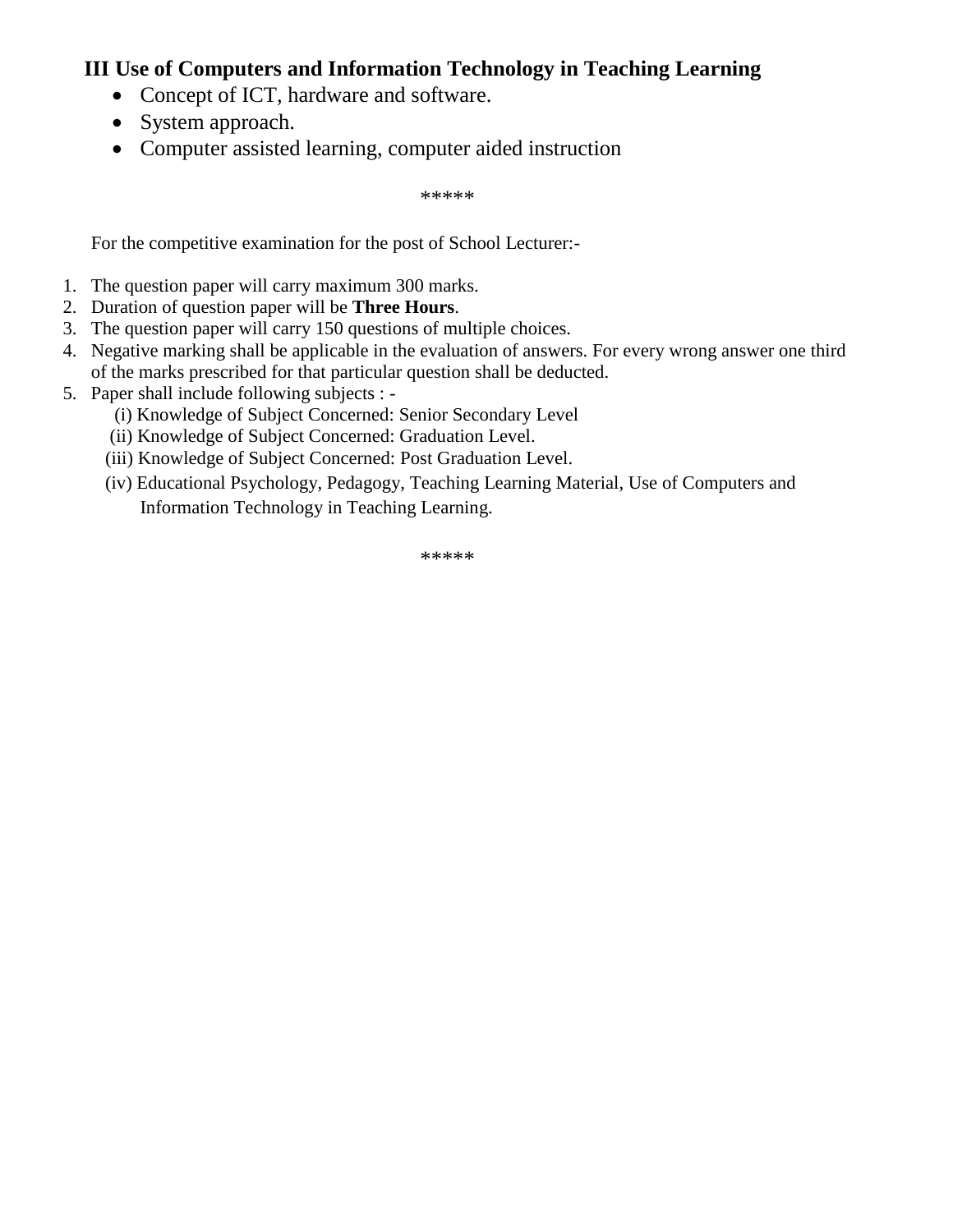### III Use of Computers and Information Technology in Teaching Learning

- Concept of ICT, hardware and software.
- System approach.
- Computer assisted learning, computer aided instruction

*****

For the competitive examination for the post of School Lecturer:-

1. The question paper will carry maximum 300 marks.
2. Duration of question paper will be **Three Hours**.
3. The question paper will carry 150 questions of multiple choices.
4. Negative marking shall be applicable in the evaluation of answers. For every wrong answer one third of the marks prescribed for that particular question shall be deducted.
5. Paper shall include following subjects : -
   (i) Knowledge of Subject Concerned: Senior Secondary Level
   (ii) Knowledge of Subject Concerned: Graduation Level.
   (iii) Knowledge of Subject Concerned: Post Graduation Level.
   (iv) Educational Psychology, Pedagogy, Teaching Learning Material, Use of Computers and Information Technology in Teaching Learning.

*****